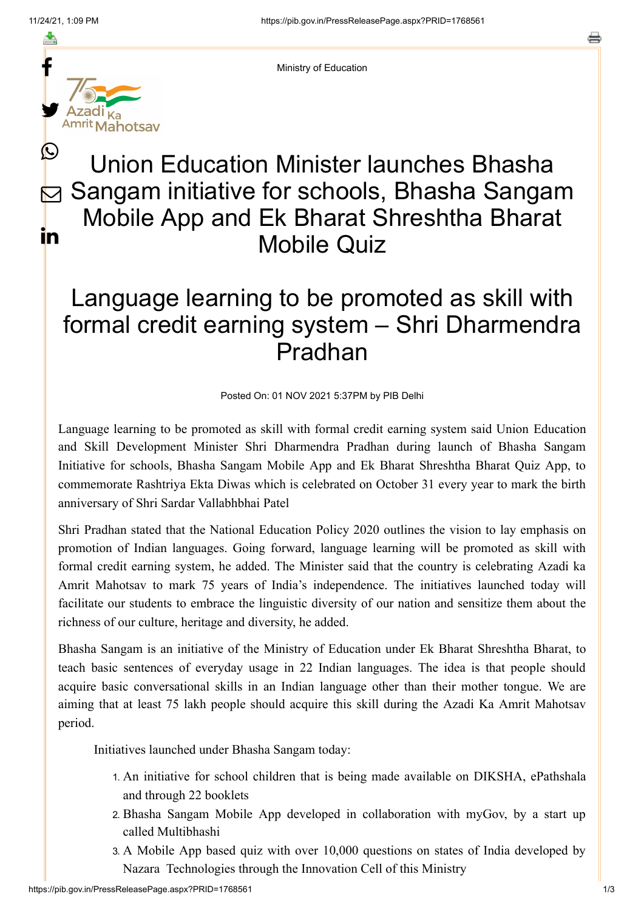Ministry of Education

# Union Education Minister launches Bhasha Sangam initiative for schools, Bhasha Sangam Mobile App and Ek Bharat Shreshtha Bharat Mobile Quiz

## Language learning to be promoted as skill with formal credit earning system – Shri Dharmendra Pradhan

Posted On: 01 NOV 2021 5:37PM by PIB Delhi

Language learning to be promoted as skill with formal credit earning system said Union Education and Skill Development Minister Shri Dharmendra Pradhan during launch of Bhasha Sangam Initiative for schools, Bhasha Sangam Mobile App and Ek Bharat Shreshtha Bharat Quiz App, to commemorate Rashtriya Ekta Diwas which is celebrated on October 31 every year to mark the birth anniversary of Shri Sardar Vallabhbhai Patel

Shri Pradhan stated that the National Education Policy 2020 outlines the vision to lay emphasis on promotion of Indian languages. Going forward, language learning will be promoted as skill with formal credit earning system, he added. The Minister said that the country is celebrating Azadi ka Amrit Mahotsav to mark 75 years of India's independence. The initiatives launched today will facilitate our students to embrace the linguistic diversity of our nation and sensitize them about the richness of our culture, heritage and diversity, he added.

Bhasha Sangam is an initiative of the Ministry of Education under Ek Bharat Shreshtha Bharat, to teach basic sentences of everyday usage in 22 Indian languages. The idea is that people should acquire basic conversational skills in an Indian language other than their mother tongue. We are aiming that at least 75 lakh people should acquire this skill during the Azadi Ka Amrit Mahotsav period.

Initiatives launched under Bhasha Sangam today:

1. An initiative for school children that is being made available on DIKSHA, ePathshala and through 22 booklets
2. Bhasha Sangam Mobile App developed in collaboration with myGov, by a start up called Multibhashi
3. A Mobile App based quiz with over 10,000 questions on states of India developed by Nazara Technologies through the Innovation Cell of this Ministry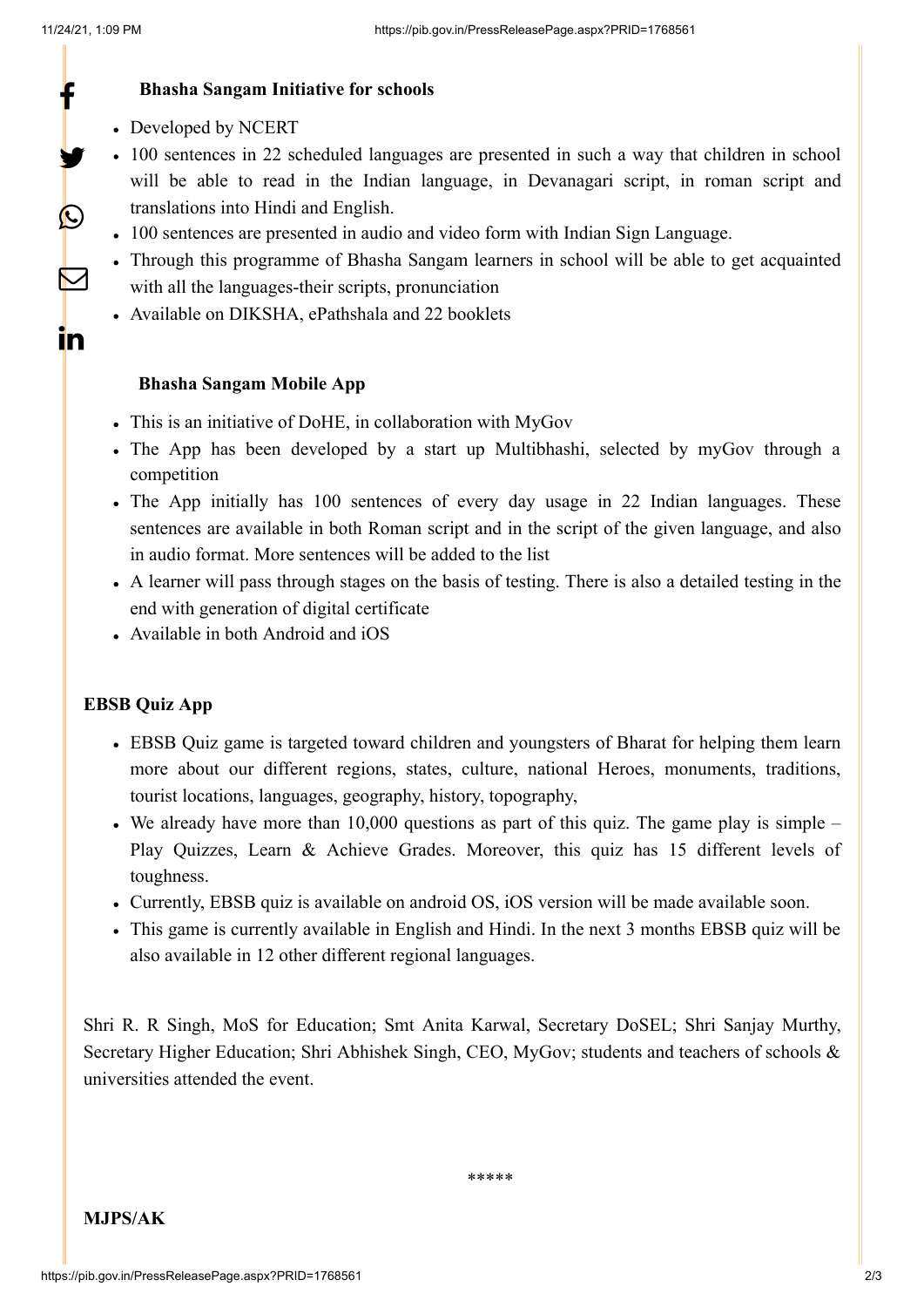**Bhasha Sangam Initiative for schools**

- Developed by NCERT
- 100 sentences in 22 scheduled languages are presented in such a way that children in school will be able to read in the Indian language, in Devanagari script, in roman script and translations into Hindi and English.
- 100 sentences are presented in audio and video form with Indian Sign Language.
- Through this programme of Bhasha Sangam learners in school will be able to get acquainted with all the languages-their scripts, pronunciation
- Available on DIKSHA, ePathshala and 22 booklets

**Bhasha Sangam Mobile App**

- This is an initiative of DoHE, in collaboration with MyGov
- The App has been developed by a start up Multibhashi, selected by myGov through a competition
- The App initially has 100 sentences of every day usage in 22 Indian languages. These sentences are available in both Roman script and in the script of the given language, and also in audio format. More sentences will be added to the list
- A learner will pass through stages on the basis of testing. There is also a detailed testing in the end with generation of digital certificate
- Available in both Android and iOS

**EBSB Quiz App**

- EBSB Quiz game is targeted toward children and youngsters of Bharat for helping them learn more about our different regions, states, culture, national Heroes, monuments, traditions, tourist locations, languages, geography, history, topography,
- We already have more than 10,000 questions as part of this quiz. The game play is simple – Play Quizzes, Learn & Achieve Grades. Moreover, this quiz has 15 different levels of toughness.
- Currently, EBSB quiz is available on android OS, iOS version will be made available soon.
- This game is currently available in English and Hindi. In the next 3 months EBSB quiz will be also available in 12 other different regional languages.

Shri R. R Singh, MoS for Education; Smt Anita Karwal, Secretary DoSEL; Shri Sanjay Murthy, Secretary Higher Education; Shri Abhishek Singh, CEO, MyGov; students and teachers of schools & universities attended the event.

*****

**MJPS/AK**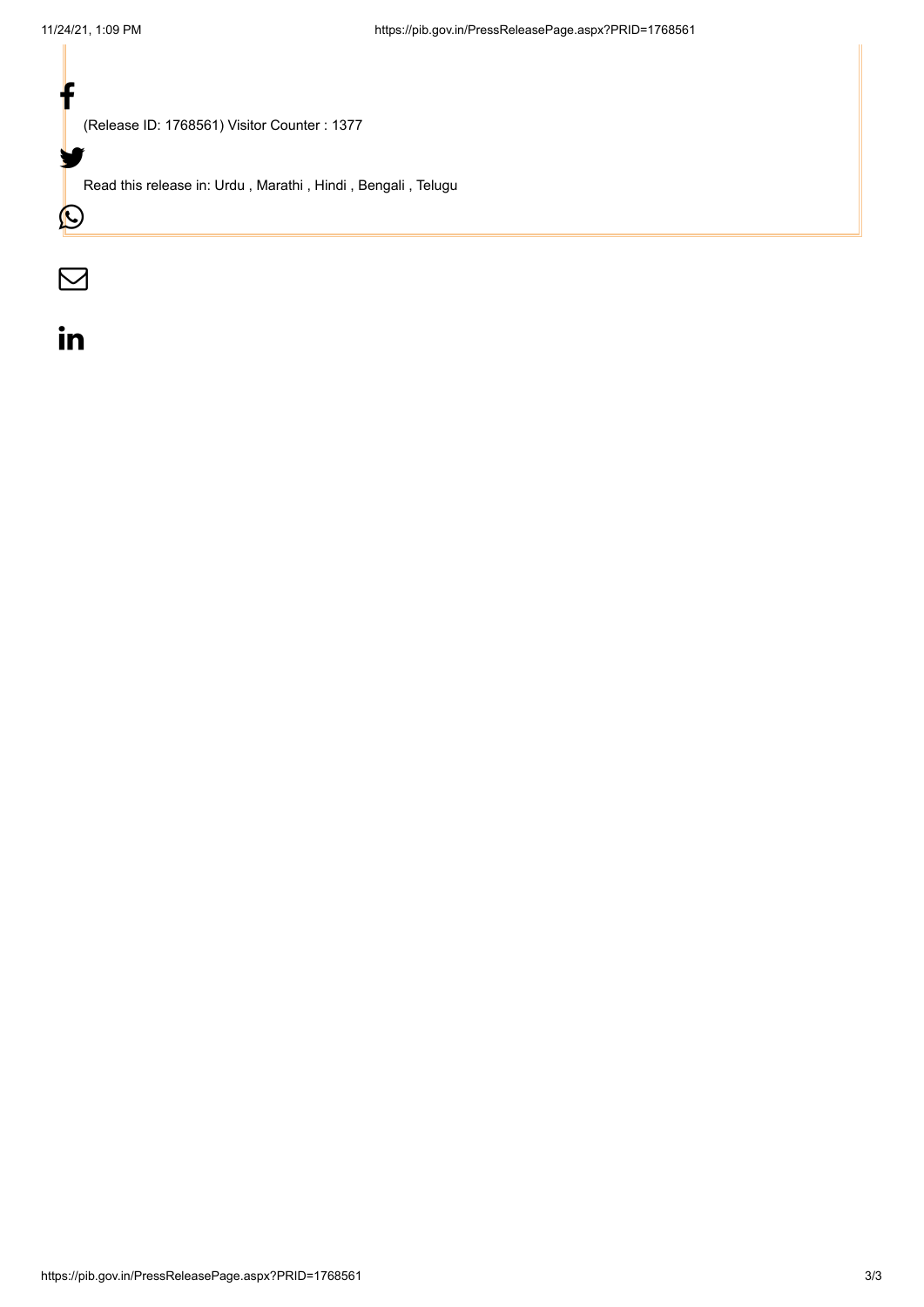(Release ID: 1768561) Visitor Counter : 1377

Read this release in: Urdu , Marathi , Hindi , Bengali , Telugu